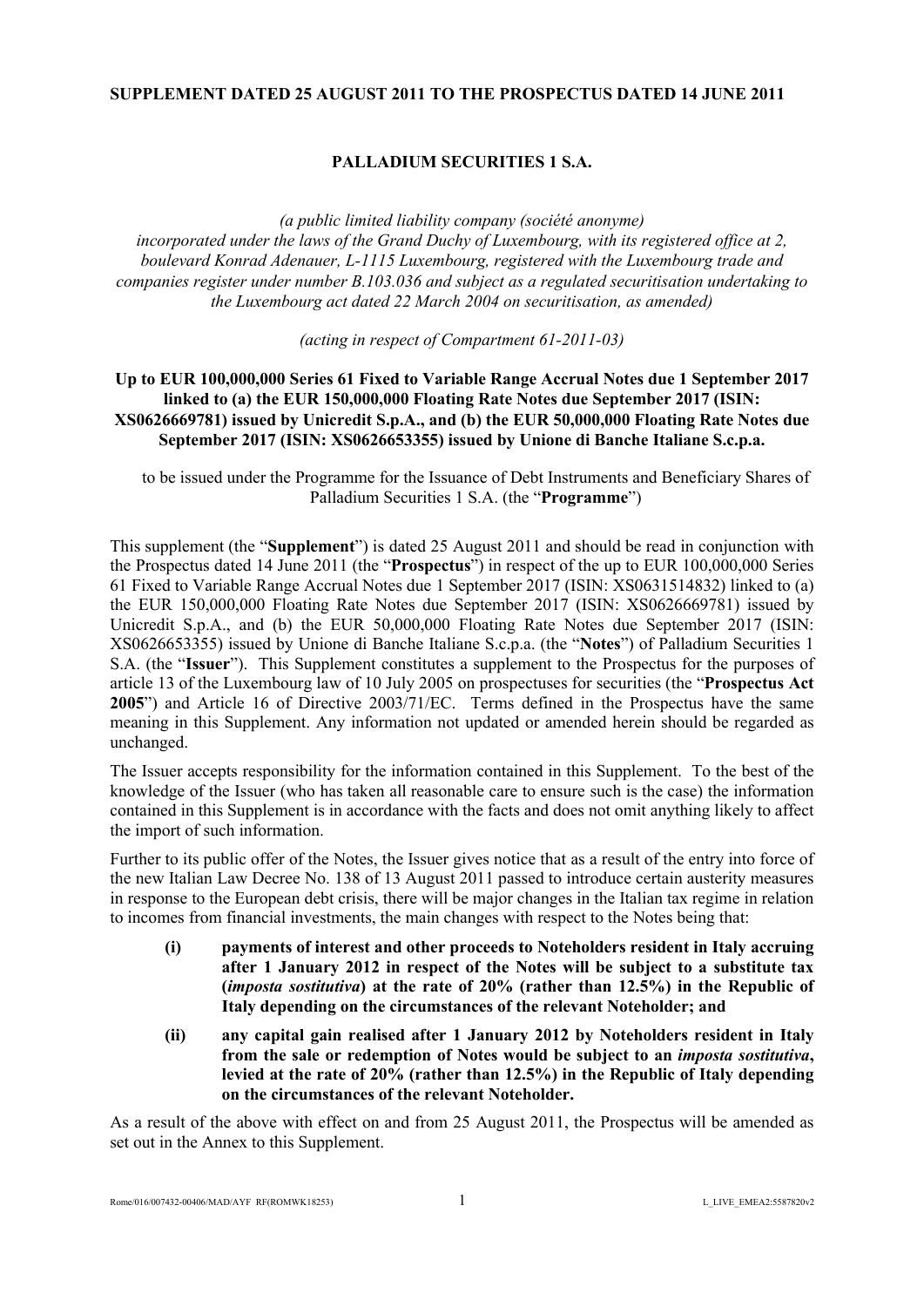**SUPPLEMENT DATED 25 AUGUST 2011 TO THE PROSPECTUS DATED 14 JUNE 2011**

**PALLADIUM SECURITIES 1 S.A.**

*(a public limited liability company (société anonyme) incorporated under the laws of the Grand Duchy of Luxembourg, with its registered office at 2, boulevard Konrad Adenauer, L-1115 Luxembourg, registered with the Luxembourg trade and companies register under number B.103.036 and subject as a regulated securitisation undertaking to the Luxembourg act dated 22 March 2004 on securitisation, as amended)*

*(acting in respect of Compartment 61-2011-03)*

**Up to EUR 100,000,000 Series 61 Fixed to Variable Range Accrual Notes due 1 September 2017 linked to (a) the EUR 150,000,000 Floating Rate Notes due September 2017 (ISIN: XS0626669781) issued by Unicredit S.p.A., and (b) the EUR 50,000,000 Floating Rate Notes due September 2017 (ISIN: XS0626653355) issued by Unione di Banche Italiane S.c.p.a.**

to be issued under the Programme for the Issuance of Debt Instruments and Beneficiary Shares of Palladium Securities 1 S.A. (the "**Programme**")

This supplement (the "**Supplement**") is dated 25 August 2011 and should be read in conjunction with the Prospectus dated 14 June 2011 (the "**Prospectus**") in respect of the up to EUR 100,000,000 Series 61 Fixed to Variable Range Accrual Notes due 1 September 2017 (ISIN: XS0631514832) linked to (a) the EUR 150,000,000 Floating Rate Notes due September 2017 (ISIN: XS0626669781) issued by Unicredit S.p.A., and (b) the EUR 50,000,000 Floating Rate Notes due September 2017 (ISIN: XS0626653355) issued by Unione di Banche Italiane S.c.p.a. (the "**Notes**") of Palladium Securities 1 S.A. (the "**Issuer**"). This Supplement constitutes a supplement to the Prospectus for the purposes of article 13 of the Luxembourg law of 10 July 2005 on prospectuses for securities (the "**Prospectus Act 2005**") and Article 16 of Directive 2003/71/EC. Terms defined in the Prospectus have the same meaning in this Supplement. Any information not updated or amended herein should be regarded as unchanged.

The Issuer accepts responsibility for the information contained in this Supplement. To the best of the knowledge of the Issuer (who has taken all reasonable care to ensure such is the case) the information contained in this Supplement is in accordance with the facts and does not omit anything likely to affect the import of such information.

Further to its public offer of the Notes, the Issuer gives notice that as a result of the entry into force of the new Italian Law Decree No. 138 of 13 August 2011 passed to introduce certain austerity measures in response to the European debt crisis, there will be major changes in the Italian tax regime in relation to incomes from financial investments, the main changes with respect to the Notes being that:

**(i)** **payments of interest and other proceeds to Noteholders resident in Italy accruing after 1 January 2012 in respect of the Notes will be subject to a substitute tax (*imposta sostitutiva*) at the rate of 20% (rather than 12.5%) in the Republic of Italy depending on the circumstances of the relevant Noteholder; and**

**(ii)** **any capital gain realised after 1 January 2012 by Noteholders resident in Italy from the sale or redemption of Notes would be subject to an *imposta sostitutiva*, levied at the rate of 20% (rather than 12.5%) in the Republic of Italy depending on the circumstances of the relevant Noteholder.**

As a result of the above with effect on and from 25 August 2011, the Prospectus will be amended as set out in the Annex to this Supplement.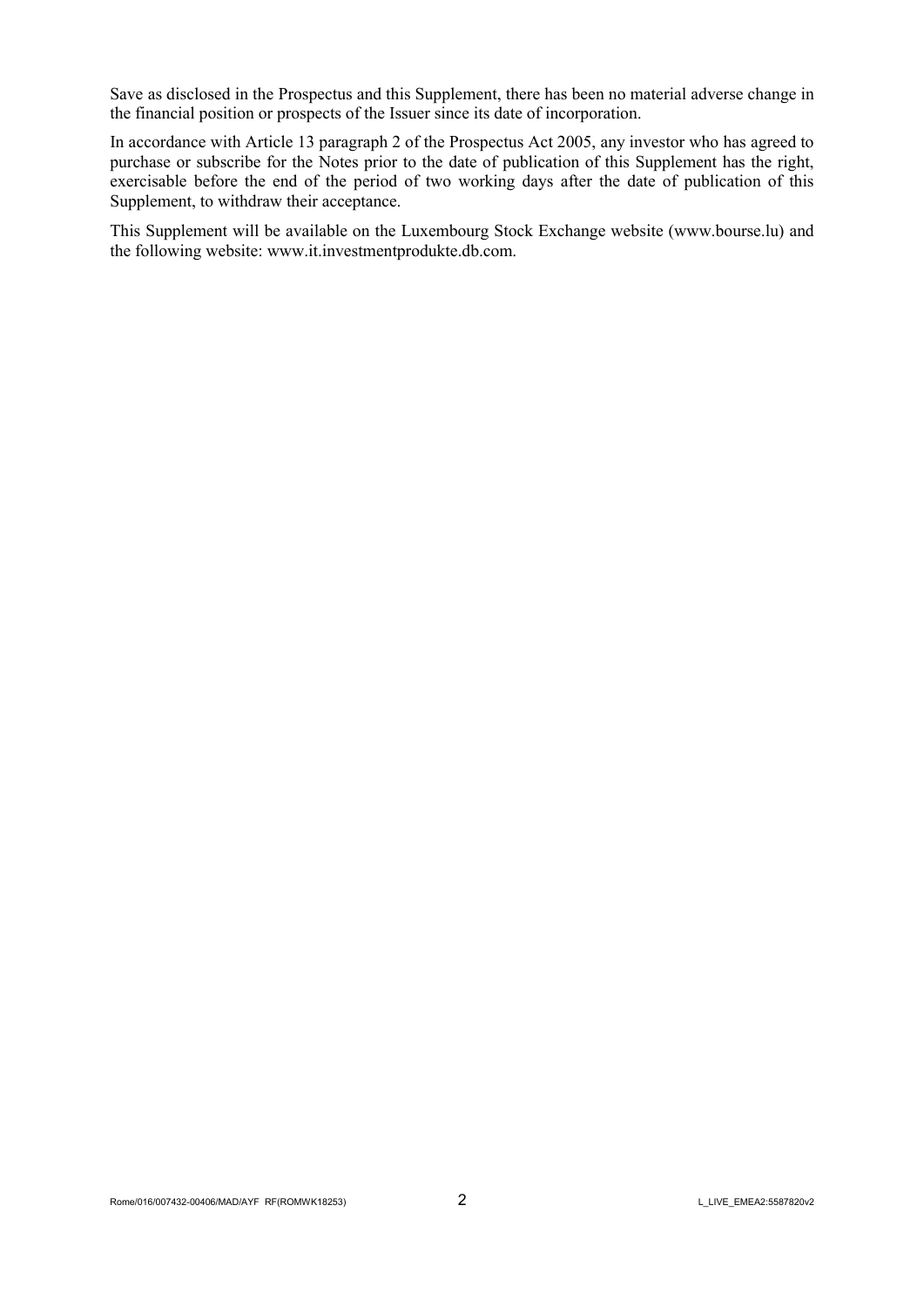Save as disclosed in the Prospectus and this Supplement, there has been no material adverse change in the financial position or prospects of the Issuer since its date of incorporation.

In accordance with Article 13 paragraph 2 of the Prospectus Act 2005, any investor who has agreed to purchase or subscribe for the Notes prior to the date of publication of this Supplement has the right, exercisable before the end of the period of two working days after the date of publication of this Supplement, to withdraw their acceptance.

This Supplement will be available on the Luxembourg Stock Exchange website (www.bourse.lu) and the following website: www.it.investmentprodukte.db.com.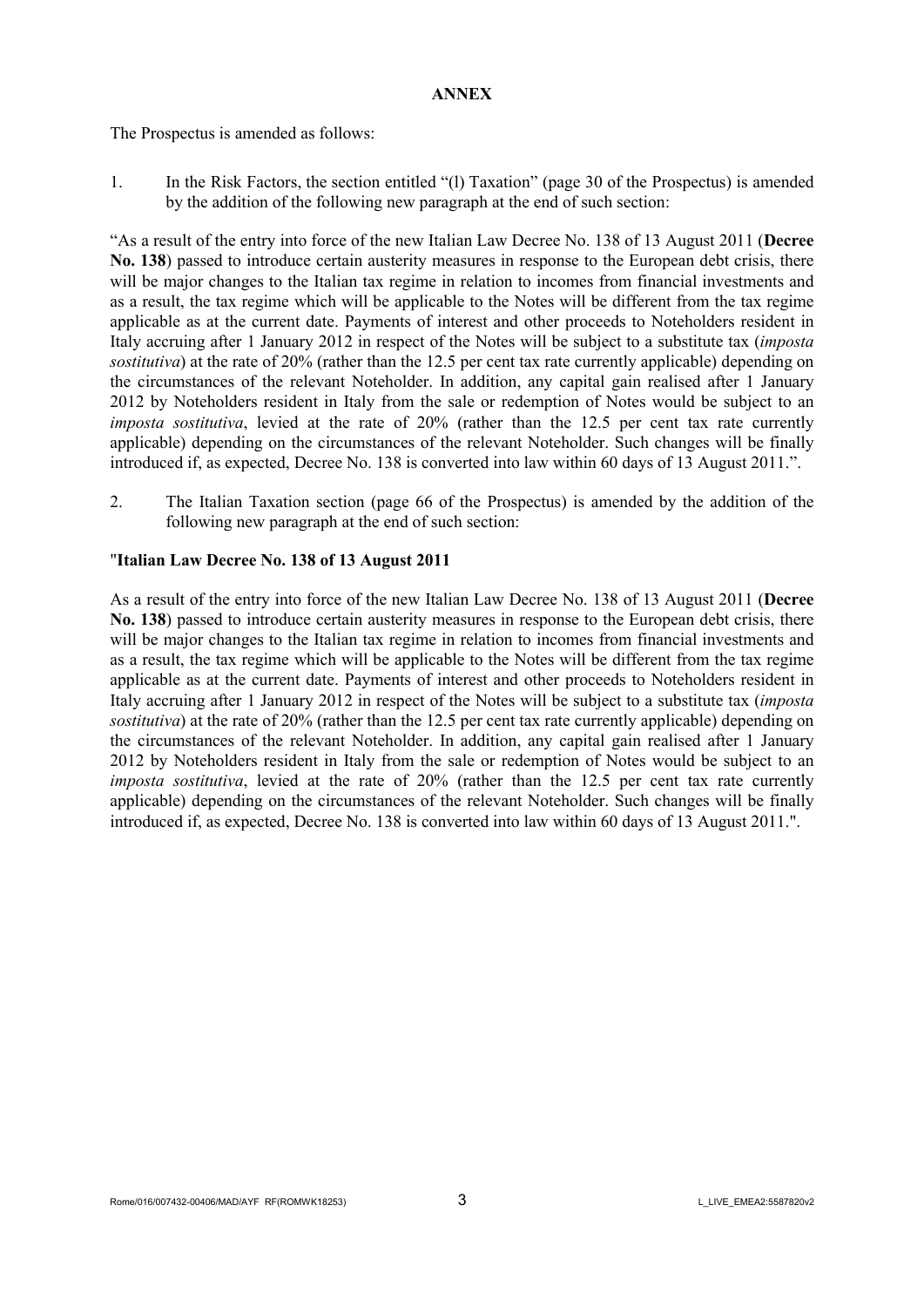**ANNEX**

The Prospectus is amended as follows:

1. In the Risk Factors, the section entitled "(l) Taxation" (page 30 of the Prospectus) is amended by the addition of the following new paragraph at the end of such section:

"As a result of the entry into force of the new Italian Law Decree No. 138 of 13 August 2011 (**Decree No. 138**) passed to introduce certain austerity measures in response to the European debt crisis, there will be major changes to the Italian tax regime in relation to incomes from financial investments and as a result, the tax regime which will be applicable to the Notes will be different from the tax regime applicable as at the current date. Payments of interest and other proceeds to Noteholders resident in Italy accruing after 1 January 2012 in respect of the Notes will be subject to a substitute tax (*imposta sostitutiva*) at the rate of 20% (rather than the 12.5 per cent tax rate currently applicable) depending on the circumstances of the relevant Noteholder. In addition, any capital gain realised after 1 January 2012 by Noteholders resident in Italy from the sale or redemption of Notes would be subject to an *imposta sostitutiva*, levied at the rate of 20% (rather than the 12.5 per cent tax rate currently applicable) depending on the circumstances of the relevant Noteholder. Such changes will be finally introduced if, as expected, Decree No. 138 is converted into law within 60 days of 13 August 2011.".

2. The Italian Taxation section (page 66 of the Prospectus) is amended by the addition of the following new paragraph at the end of such section:

"**Italian Law Decree No. 138 of 13 August 2011**

As a result of the entry into force of the new Italian Law Decree No. 138 of 13 August 2011 (**Decree No. 138**) passed to introduce certain austerity measures in response to the European debt crisis, there will be major changes to the Italian tax regime in relation to incomes from financial investments and as a result, the tax regime which will be applicable to the Notes will be different from the tax regime applicable as at the current date. Payments of interest and other proceeds to Noteholders resident in Italy accruing after 1 January 2012 in respect of the Notes will be subject to a substitute tax (*imposta sostitutiva*) at the rate of 20% (rather than the 12.5 per cent tax rate currently applicable) depending on the circumstances of the relevant Noteholder. In addition, any capital gain realised after 1 January 2012 by Noteholders resident in Italy from the sale or redemption of Notes would be subject to an *imposta sostitutiva*, levied at the rate of 20% (rather than the 12.5 per cent tax rate currently applicable) depending on the circumstances of the relevant Noteholder. Such changes will be finally introduced if, as expected, Decree No. 138 is converted into law within 60 days of 13 August 2011.".

Rome/016/007432-00406/MAD/AYF RF(ROMWK18253) L_LIVE_EMEA2:5587820v2